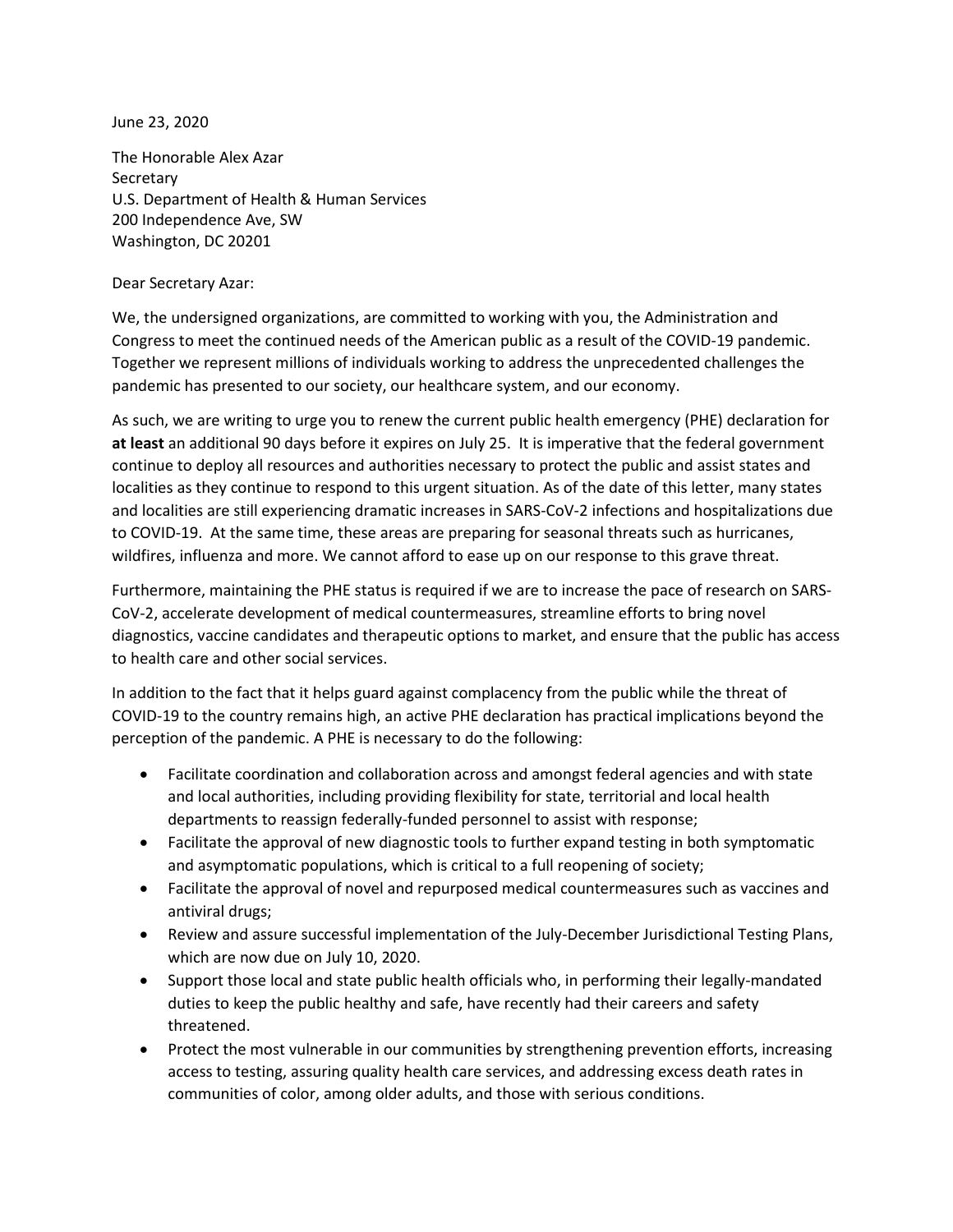June 23, 2020

The Honorable Alex Azar  
Secretary  
U.S. Department of Health & Human Services  
200 Independence Ave, SW  
Washington, DC 20201

Dear Secretary Azar:

We, the undersigned organizations, are committed to working with you, the Administration and Congress to meet the continued needs of the American public as a result of the COVID-19 pandemic. Together we represent millions of individuals working to address the unprecedented challenges the pandemic has presented to our society, our healthcare system, and our economy.

As such, we are writing to urge you to renew the current public health emergency (PHE) declaration for **at least** an additional 90 days before it expires on July 25. It is imperative that the federal government continue to deploy all resources and authorities necessary to protect the public and assist states and localities as they continue to respond to this urgent situation. As of the date of this letter, many states and localities are still experiencing dramatic increases in SARS-CoV-2 infections and hospitalizations due to COVID-19. At the same time, these areas are preparing for seasonal threats such as hurricanes, wildfires, influenza and more. We cannot afford to ease up on our response to this grave threat.

Furthermore, maintaining the PHE status is required if we are to increase the pace of research on SARS-CoV-2, accelerate development of medical countermeasures, streamline efforts to bring novel diagnostics, vaccine candidates and therapeutic options to market, and ensure that the public has access to health care and other social services.

In addition to the fact that it helps guard against complacency from the public while the threat of COVID-19 to the country remains high, an active PHE declaration has practical implications beyond the perception of the pandemic. A PHE is necessary to do the following:

- Facilitate coordination and collaboration across and amongst federal agencies and with state and local authorities, including providing flexibility for state, territorial and local health departments to reassign federally-funded personnel to assist with response;
- Facilitate the approval of new diagnostic tools to further expand testing in both symptomatic and asymptomatic populations, which is critical to a full reopening of society;
- Facilitate the approval of novel and repurposed medical countermeasures such as vaccines and antiviral drugs;
- Review and assure successful implementation of the July-December Jurisdictional Testing Plans, which are now due on July 10, 2020.
- Support those local and state public health officials who, in performing their legally-mandated duties to keep the public healthy and safe, have recently had their careers and safety threatened.
- Protect the most vulnerable in our communities by strengthening prevention efforts, increasing access to testing, assuring quality health care services, and addressing excess death rates in communities of color, among older adults, and those with serious conditions.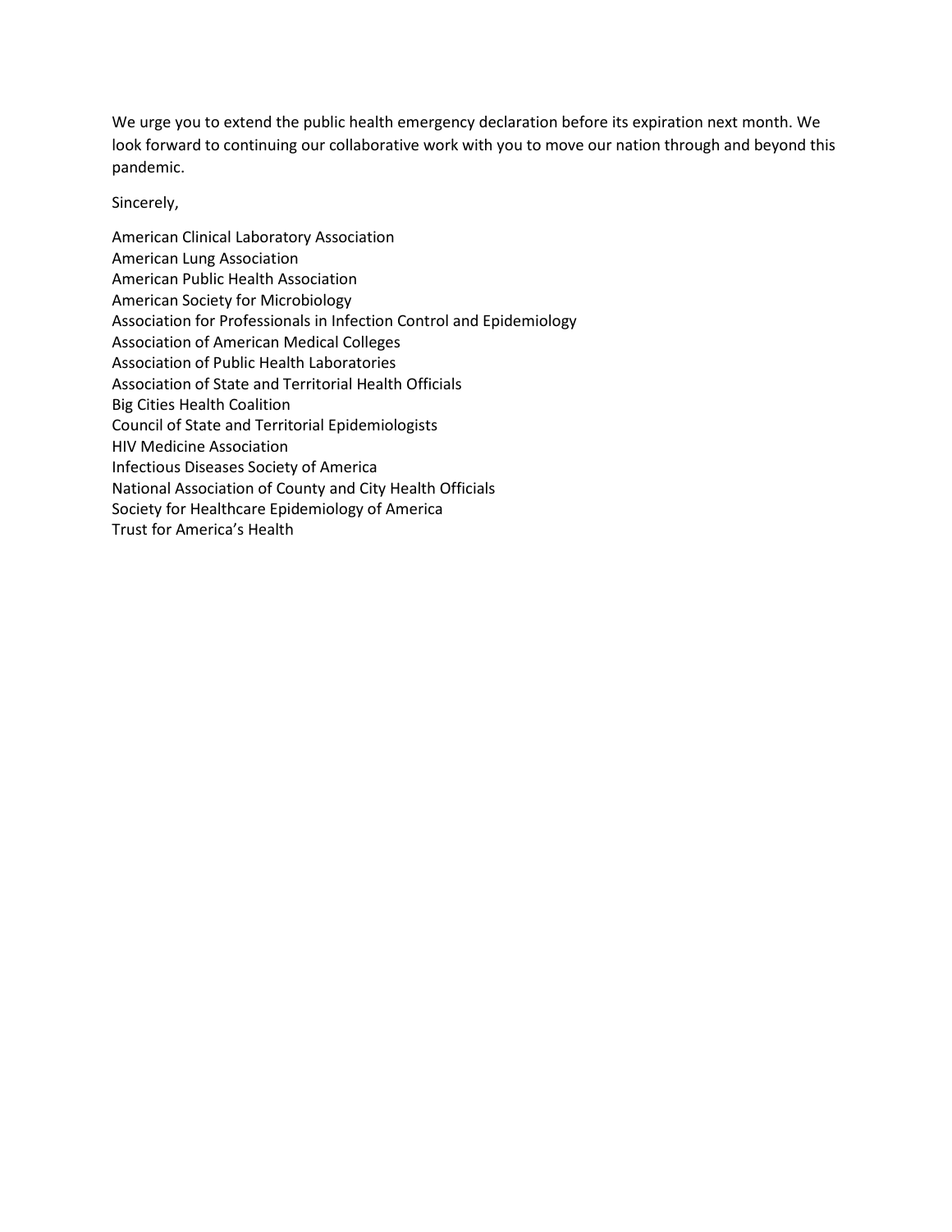We urge you to extend the public health emergency declaration before its expiration next month. We look forward to continuing our collaborative work with you to move our nation through and beyond this pandemic.

Sincerely,

American Clinical Laboratory Association  
American Lung Association  
American Public Health Association  
American Society for Microbiology  
Association for Professionals in Infection Control and Epidemiology  
Association of American Medical Colleges  
Association of Public Health Laboratories  
Association of State and Territorial Health Officials  
Big Cities Health Coalition  
Council of State and Territorial Epidemiologists  
HIV Medicine Association  
Infectious Diseases Society of America  
National Association of County and City Health Officials  
Society for Healthcare Epidemiology of America  
Trust for America's Health